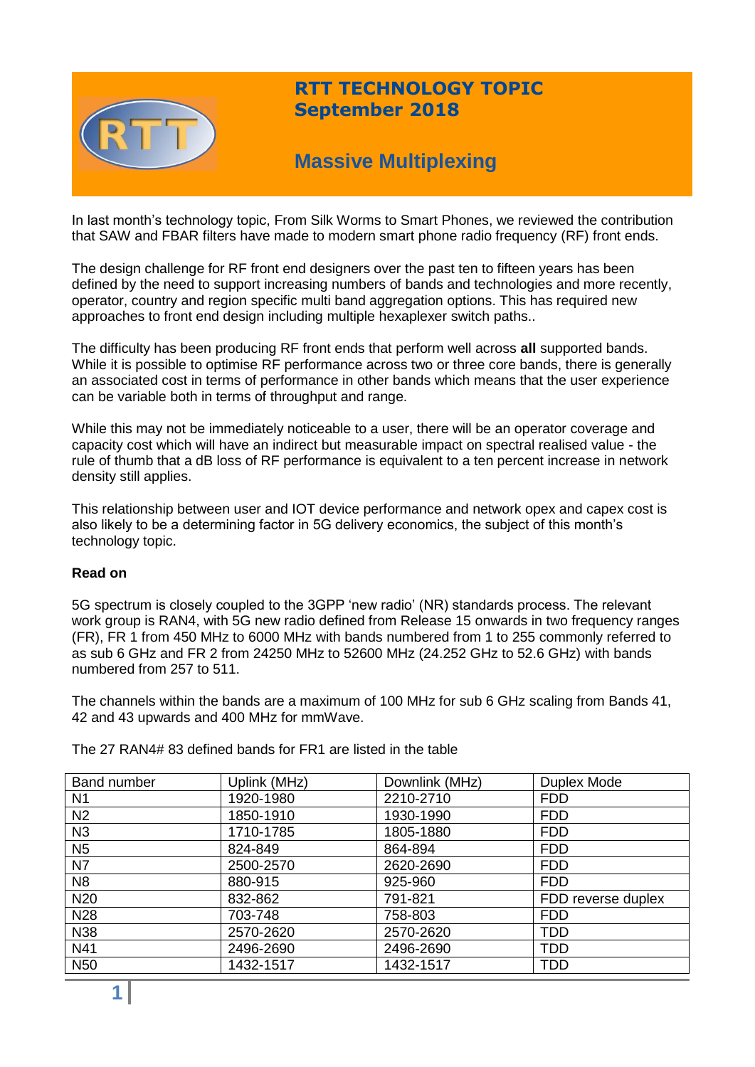# RTT TECHNOLOGY TOPIC
## September 2018

## Massive Multiplexing

In last month's technology topic, From Silk Worms to Smart Phones, we reviewed the contribution that SAW and FBAR filters have made to modern smart phone radio frequency (RF) front ends.

The design challenge for RF front end designers over the past ten to fifteen years has been defined by the need to support increasing numbers of bands and technologies and more recently, operator, country and region specific multi band aggregation options. This has required new approaches to front end design including multiple hexaplexer switch paths..

The difficulty has been producing RF front ends that perform well across **all** supported bands. While it is possible to optimise RF performance across two or three core bands, there is generally an associated cost in terms of performance in other bands which means that the user experience can be variable both in terms of throughput and range.

While this may not be immediately noticeable to a user, there will be an operator coverage and capacity cost which will have an indirect but measurable impact on spectral realised value - the rule of thumb that a dB loss of RF performance is equivalent to a ten percent increase in network density still applies.

This relationship between user and IOT device performance and network opex and capex cost is also likely to be a determining factor in 5G delivery economics, the subject of this month's technology topic.

**Read on**

5G spectrum is closely coupled to the 3GPP 'new radio' (NR) standards process. The relevant work group is RAN4, with 5G new radio defined from Release 15 onwards in two frequency ranges (FR), FR 1 from 450 MHz to 6000 MHz with bands numbered from 1 to 255 commonly referred to as sub 6 GHz and FR 2 from 24250 MHz to 52600 MHz (24.252 GHz to 52.6 GHz) with bands numbered from 257 to 511.

The channels within the bands are a maximum of 100 MHz for sub 6 GHz scaling from Bands 41, 42 and 43 upwards and 400 MHz for mmWave.

The 27 RAN4# 83 defined bands for FR1 are listed in the table

| Band number | Uplink (MHz) | Downlink (MHz) | Duplex Mode |
|---|---|---|---|
| N1 | 1920-1980 | 2210-2710 | FDD |
| N2 | 1850-1910 | 1930-1990 | FDD |
| N3 | 1710-1785 | 1805-1880 | FDD |
| N5 | 824-849 | 864-894 | FDD |
| N7 | 2500-2570 | 2620-2690 | FDD |
| N8 | 880-915 | 925-960 | FDD |
| N20 | 832-862 | 791-821 | FDD reverse duplex |
| N28 | 703-748 | 758-803 | FDD |
| N38 | 2570-2620 | 2570-2620 | TDD |
| N41 | 2496-2690 | 2496-2690 | TDD |
| N50 | 1432-1517 | 1432-1517 | TDD |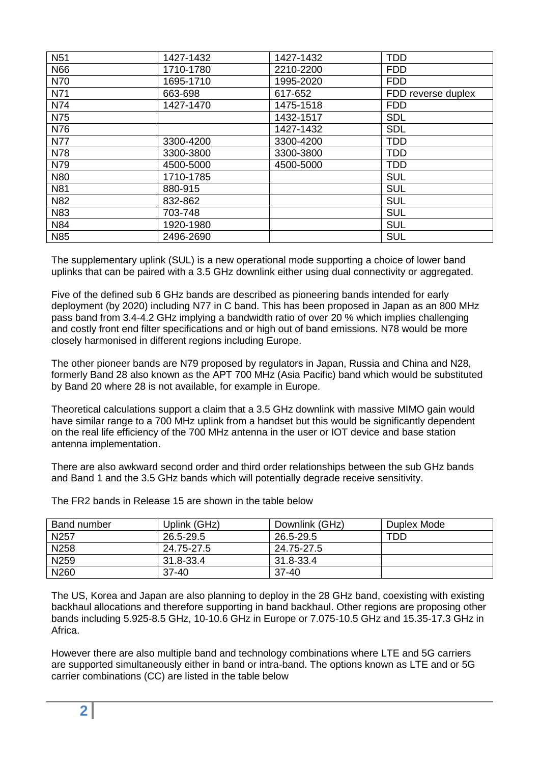| | | | |
|---|---|---|---|
| N51 | 1427-1432 | 1427-1432 | TDD |
| N66 | 1710-1780 | 2210-2200 | FDD |
| N70 | 1695-1710 | 1995-2020 | FDD |
| N71 | 663-698 | 617-652 | FDD reverse duplex |
| N74 | 1427-1470 | 1475-1518 | FDD |
| N75 | | 1432-1517 | SDL |
| N76 | | 1427-1432 | SDL |
| N77 | 3300-4200 | 3300-4200 | TDD |
| N78 | 3300-3800 | 3300-3800 | TDD |
| N79 | 4500-5000 | 4500-5000 | TDD |
| N80 | 1710-1785 | | SUL |
| N81 | 880-915 | | SUL |
| N82 | 832-862 | | SUL |
| N83 | 703-748 | | SUL |
| N84 | 1920-1980 | | SUL |
| N85 | 2496-2690 | | SUL |

The supplementary uplink (SUL) is a new operational mode supporting a choice of lower band uplinks that can be paired with a 3.5 GHz downlink either using dual connectivity or aggregated.

Five of the defined sub 6 GHz bands are described as pioneering bands intended for early deployment (by 2020) including N77 in C band. This has been proposed in Japan as an 800 MHz pass band from 3.4-4.2 GHz implying a bandwidth ratio of over 20 % which implies challenging and costly front end filter specifications and or high out of band emissions. N78 would be more closely harmonised in different regions including Europe.

The other pioneer bands are N79 proposed by regulators in Japan, Russia and China and N28, formerly Band 28 also known as the APT 700 MHz (Asia Pacific) band which would be substituted by Band 20 where 28 is not available, for example in Europe.

Theoretical calculations support a claim that a 3.5 GHz downlink with massive MIMO gain would have similar range to a 700 MHz uplink from a handset but this would be significantly dependent on the real life efficiency of the 700 MHz antenna in the user or IOT device and base station antenna implementation.

There are also awkward second order and third order relationships between the sub GHz bands and Band 1 and the 3.5 GHz bands which will potentially degrade receive sensitivity.

The FR2 bands in Release 15 are shown in the table below

| Band number | Uplink (GHz) | Downlink (GHz) | Duplex Mode |
|---|---|---|---|
| N257 | 26.5-29.5 | 26.5-29.5 | TDD |
| N258 | 24.75-27.5 | 24.75-27.5 | |
| N259 | 31.8-33.4 | 31.8-33.4 | |
| N260 | 37-40 | 37-40 | |

The US, Korea and Japan are also planning to deploy in the 28 GHz band, coexisting with existing backhaul allocations and therefore supporting in band backhaul. Other regions are proposing other bands including 5.925-8.5 GHz, 10-10.6 GHz in Europe or 7.075-10.5 GHz and 15.35-17.3 GHz in Africa.

However there are also multiple band and technology combinations where LTE and 5G carriers are supported simultaneously either in band or intra-band. The options known as LTE and or 5G carrier combinations (CC) are listed in the table below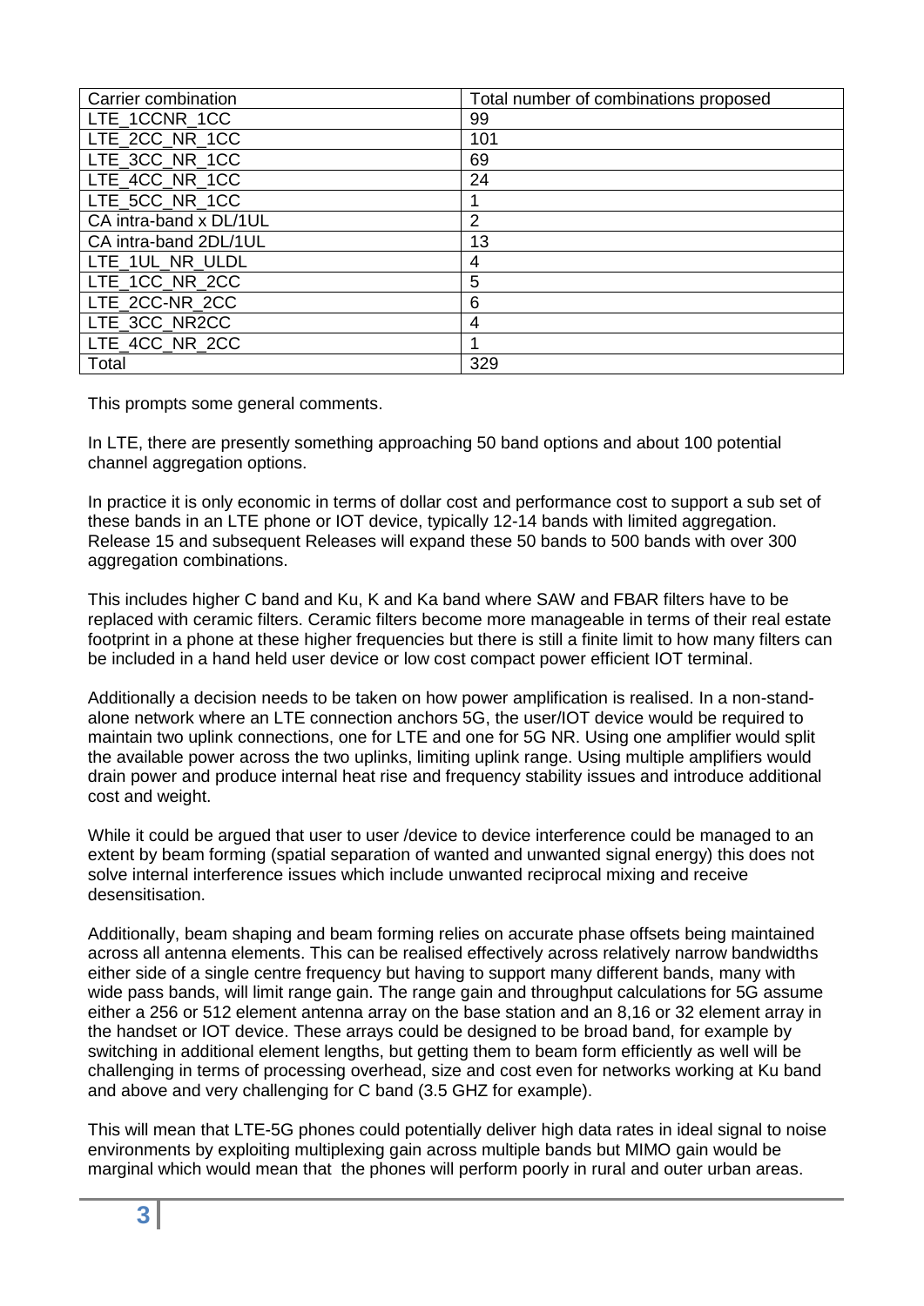| Carrier combination | Total number of combinations proposed |
| --- | --- |
| LTE_1CCNR_1CC | 99 |
| LTE_2CC_NR_1CC | 101 |
| LTE_3CC_NR_1CC | 69 |
| LTE_4CC_NR_1CC | 24 |
| LTE_5CC_NR_1CC | 1 |
| CA intra-band x DL/1UL | 2 |
| CA intra-band 2DL/1UL | 13 |
| LTE_1UL_NR_ULDL | 4 |
| LTE_1CC_NR_2CC | 5 |
| LTE_2CC-NR_2CC | 6 |
| LTE_3CC_NR2CC | 4 |
| LTE_4CC_NR_2CC | 1 |
| Total | 329 |

This prompts some general comments.

In LTE, there are presently something approaching 50 band options and about 100 potential channel aggregation options.

In practice it is only economic in terms of dollar cost and performance cost to support a sub set of these bands in an LTE phone or IOT device, typically 12-14 bands with limited aggregation. Release 15 and subsequent Releases will expand these 50 bands to 500 bands with over 300 aggregation combinations.

This includes higher C band and Ku, K and Ka band where SAW and FBAR filters have to be replaced with ceramic filters. Ceramic filters become more manageable in terms of their real estate footprint in a phone at these higher frequencies but there is still a finite limit to how many filters can be included in a hand held user device or low cost compact power efficient IOT terminal.

Additionally a decision needs to be taken on how power amplification is realised. In a non-stand-alone network where an LTE connection anchors 5G, the user/IOT device would be required to maintain two uplink connections, one for LTE and one for 5G NR. Using one amplifier would split the available power across the two uplinks, limiting uplink range. Using multiple amplifiers would drain power and produce internal heat rise and frequency stability issues and introduce additional cost and weight.

While it could be argued that user to user /device to device interference could be managed to an extent by beam forming (spatial separation of wanted and unwanted signal energy) this does not solve internal interference issues which include unwanted reciprocal mixing and receive desensitisation.

Additionally, beam shaping and beam forming relies on accurate phase offsets being maintained across all antenna elements. This can be realised effectively across relatively narrow bandwidths either side of a single centre frequency but having to support many different bands, many with wide pass bands, will limit range gain. The range gain and throughput calculations for 5G assume either a 256 or 512 element antenna array on the base station and an 8,16 or 32 element array in the handset or IOT device. These arrays could be designed to be broad band, for example by switching in additional element lengths, but getting them to beam form efficiently as well will be challenging in terms of processing overhead, size and cost even for networks working at Ku band and above and very challenging for C band (3.5 GHZ for example).

This will mean that LTE-5G phones could potentially deliver high data rates in ideal signal to noise environments by exploiting multiplexing gain across multiple bands but MIMO gain would be marginal which would mean that the phones will perform poorly in rural and outer urban areas.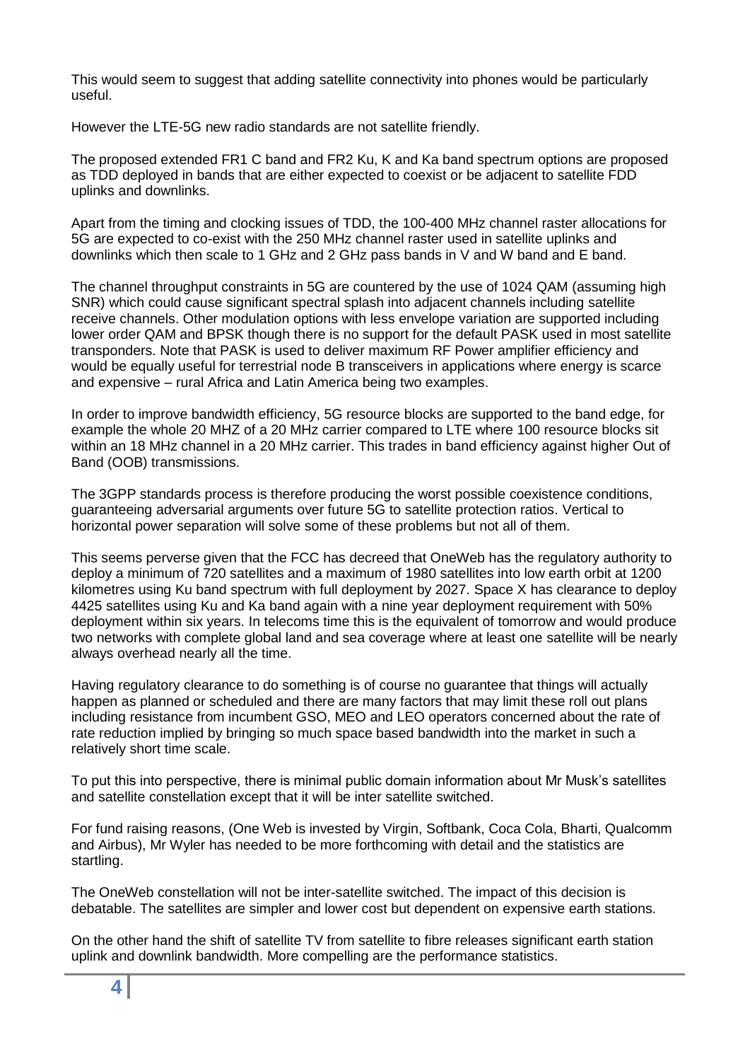This would seem to suggest that adding satellite connectivity into phones would be particularly useful.

However the LTE-5G new radio standards are not satellite friendly.

The proposed extended FR1 C band and FR2 Ku, K and Ka band spectrum options are proposed as TDD deployed in bands that are either expected to coexist or be adjacent to satellite FDD uplinks and downlinks.

Apart from the timing and clocking issues of TDD, the 100-400 MHz channel raster allocations for 5G are expected to co-exist with the 250 MHz channel raster used in satellite uplinks and downlinks which then scale to 1 GHz and 2 GHz pass bands in V and W band and E band.

The channel throughput constraints in 5G are countered by the use of 1024 QAM (assuming high SNR) which could cause significant spectral splash into adjacent channels including satellite receive channels. Other modulation options with less envelope variation are supported including lower order QAM and BPSK though there is no support for the default PASK used in most satellite transponders. Note that PASK is used to deliver maximum RF Power amplifier efficiency and would be equally useful for terrestrial node B transceivers in applications where energy is scarce and expensive – rural Africa and Latin America being two examples.

In order to improve bandwidth efficiency, 5G resource blocks are supported to the band edge, for example the whole 20 MHZ of a 20 MHz carrier compared to LTE where 100 resource blocks sit within an 18 MHz channel in a 20 MHz carrier. This trades in band efficiency against higher Out of Band (OOB) transmissions.

The 3GPP standards process is therefore producing the worst possible coexistence conditions, guaranteeing adversarial arguments over future 5G to satellite protection ratios. Vertical to horizontal power separation will solve some of these problems but not all of them.

This seems perverse given that the FCC has decreed that OneWeb has the regulatory authority to deploy a minimum of 720 satellites and a maximum of 1980 satellites into low earth orbit at 1200 kilometres using Ku band spectrum with full deployment by 2027. Space X has clearance to deploy 4425 satellites using Ku and Ka band again with a nine year deployment requirement with 50% deployment within six years. In telecoms time this is the equivalent of tomorrow and would produce two networks with complete global land and sea coverage where at least one satellite will be nearly always overhead nearly all the time.

Having regulatory clearance to do something is of course no guarantee that things will actually happen as planned or scheduled and there are many factors that may limit these roll out plans including resistance from incumbent GSO, MEO and LEO operators concerned about the rate of rate reduction implied by bringing so much space based bandwidth into the market in such a relatively short time scale.

To put this into perspective, there is minimal public domain information about Mr Musk's satellites and satellite constellation except that it will be inter satellite switched.

For fund raising reasons, (One Web is invested by Virgin, Softbank, Coca Cola, Bharti, Qualcomm and Airbus), Mr Wyler has needed to be more forthcoming with detail and the statistics are startling.

The OneWeb constellation will not be inter-satellite switched. The impact of this decision is debatable. The satellites are simpler and lower cost but dependent on expensive earth stations.

On the other hand the shift of satellite TV from satellite to fibre releases significant earth station uplink and downlink bandwidth. More compelling are the performance statistics.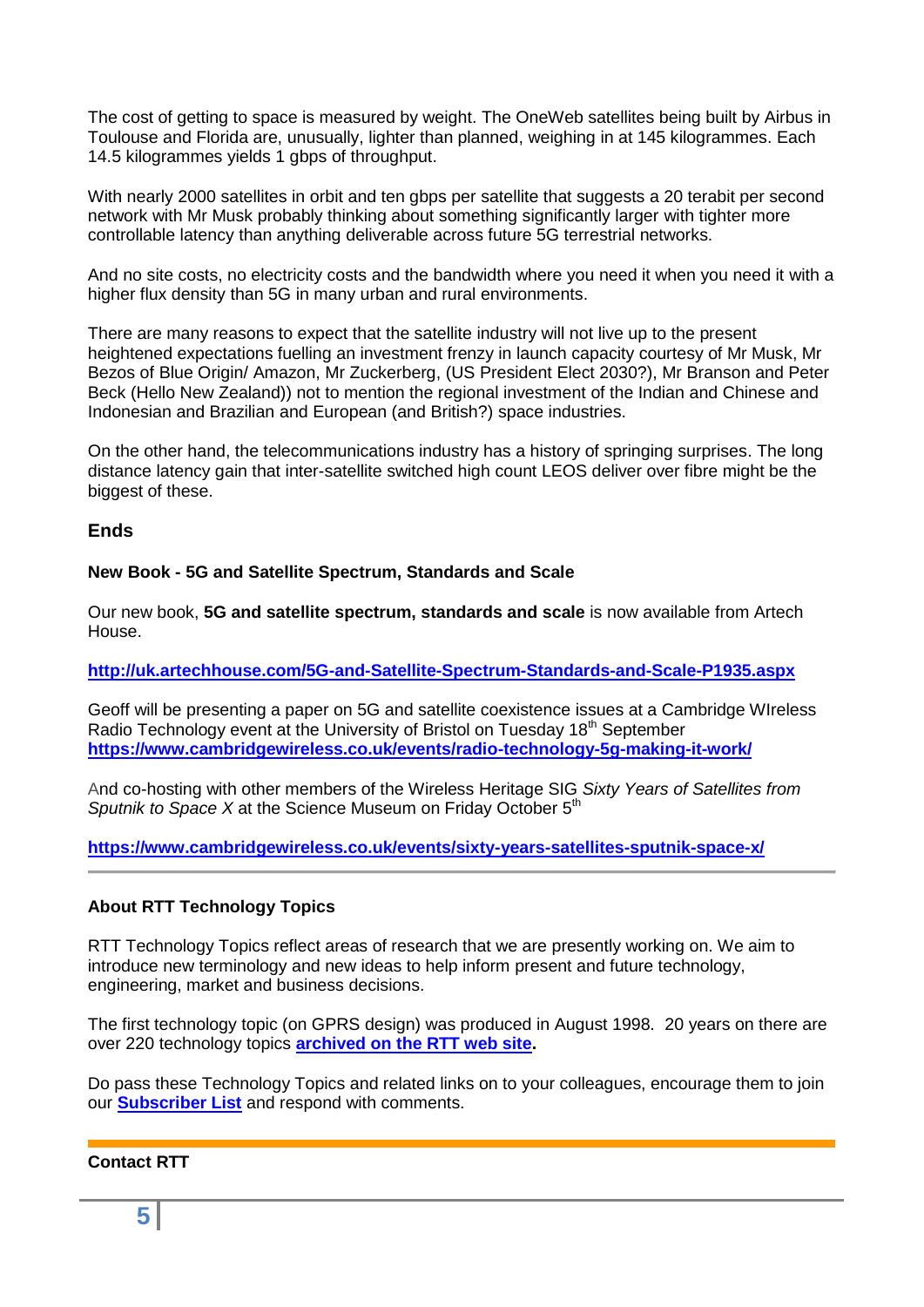The cost of getting to space is measured by weight. The OneWeb satellites being built by Airbus in Toulouse and Florida are, unusually, lighter than planned, weighing in at 145 kilogrammes. Each 14.5 kilogrammes yields 1 gbps of throughput.

With nearly 2000 satellites in orbit and ten gbps per satellite that suggests a 20 terabit per second network with Mr Musk probably thinking about something significantly larger with tighter more controllable latency than anything deliverable across future 5G terrestrial networks.

And no site costs, no electricity costs and the bandwidth where you need it when you need it with a higher flux density than 5G in many urban and rural environments.

There are many reasons to expect that the satellite industry will not live up to the present heightened expectations fuelling an investment frenzy in launch capacity courtesy of Mr Musk, Mr Bezos of Blue Origin/ Amazon, Mr Zuckerberg, (US President Elect 2030?), Mr Branson and Peter Beck (Hello New Zealand)) not to mention the regional investment of the Indian and Chinese and Indonesian and Brazilian and European (and British?) space industries.

On the other hand, the telecommunications industry has a history of springing surprises. The long distance latency gain that inter-satellite switched high count LEOS deliver over fibre might be the biggest of these.

### Ends

**New Book - 5G and Satellite Spectrum, Standards and Scale**

Our new book, **5G and satellite spectrum, standards and scale** is now available from Artech House.

**http://uk.artechhouse.com/5G-and-Satellite-Spectrum-Standards-and-Scale-P1935.aspx**

Geoff will be presenting a paper on 5G and satellite coexistence issues at a Cambridge WIreless Radio Technology event at the University of Bristol on Tuesday 18th September
**https://www.cambridgewireless.co.uk/events/radio-technology-5g-making-it-work/**

And co-hosting with other members of the Wireless Heritage SIG *Sixty Years of Satellites from Sputnik to Space X* at the Science Museum on Friday October 5th

**https://www.cambridgewireless.co.uk/events/sixty-years-satellites-sputnik-space-x/**

---

**About RTT Technology Topics**

RTT Technology Topics reflect areas of research that we are presently working on. We aim to introduce new terminology and new ideas to help inform present and future technology, engineering, market and business decisions.

The first technology topic (on GPRS design) was produced in August 1998. 20 years on there are over 220 technology topics **archived on the RTT web site.**

Do pass these Technology Topics and related links on to your colleagues, encourage them to join our **Subscriber List** and respond with comments.

---

**Contact RTT**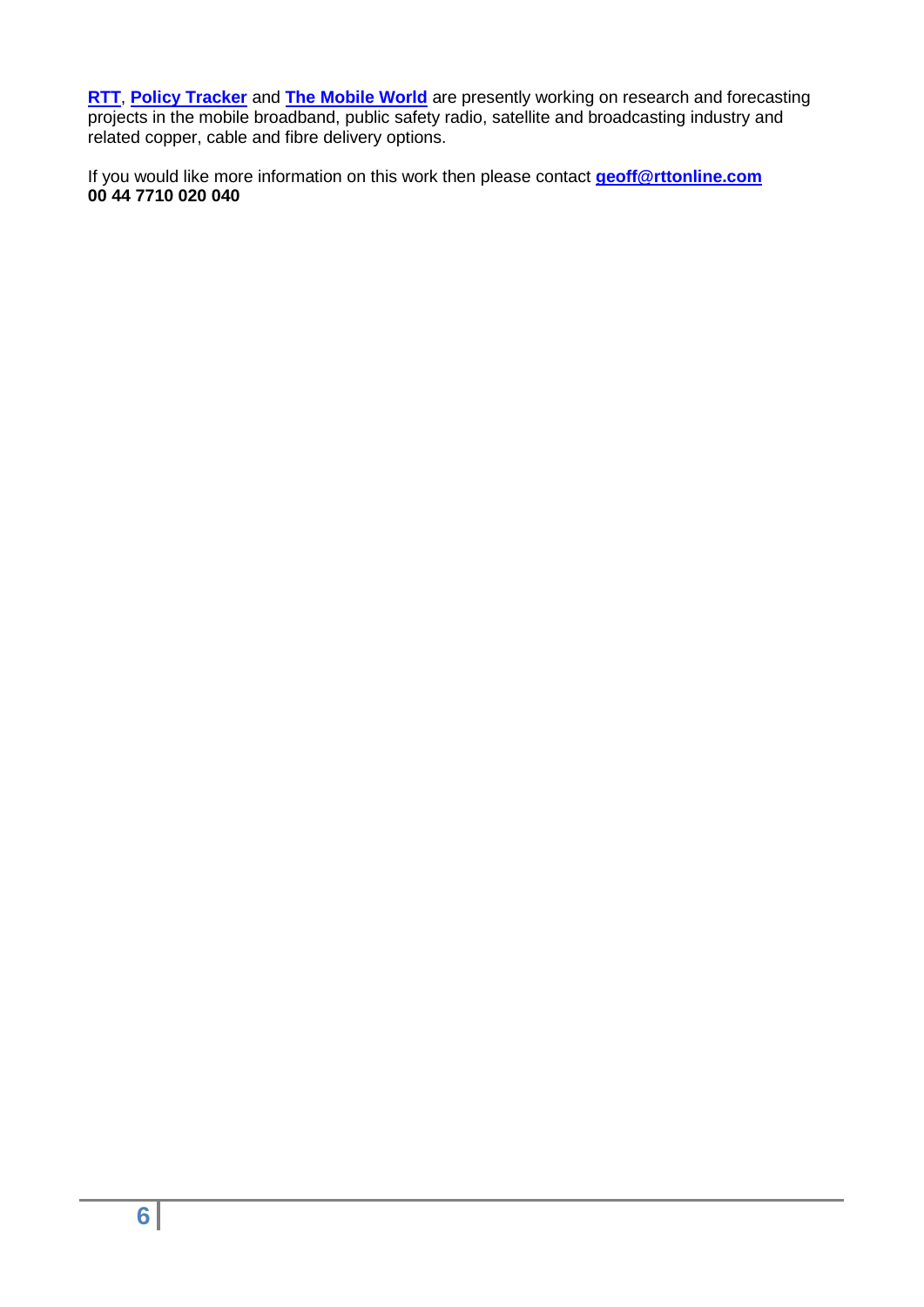**RTT**, **Policy Tracker** and **The Mobile World** are presently working on research and forecasting projects in the mobile broadband, public safety radio, satellite and broadcasting industry and related copper, cable and fibre delivery options.

If you would like more information on this work then please contact **geoff@rttonline.com**
**00 44 7710 020 040**